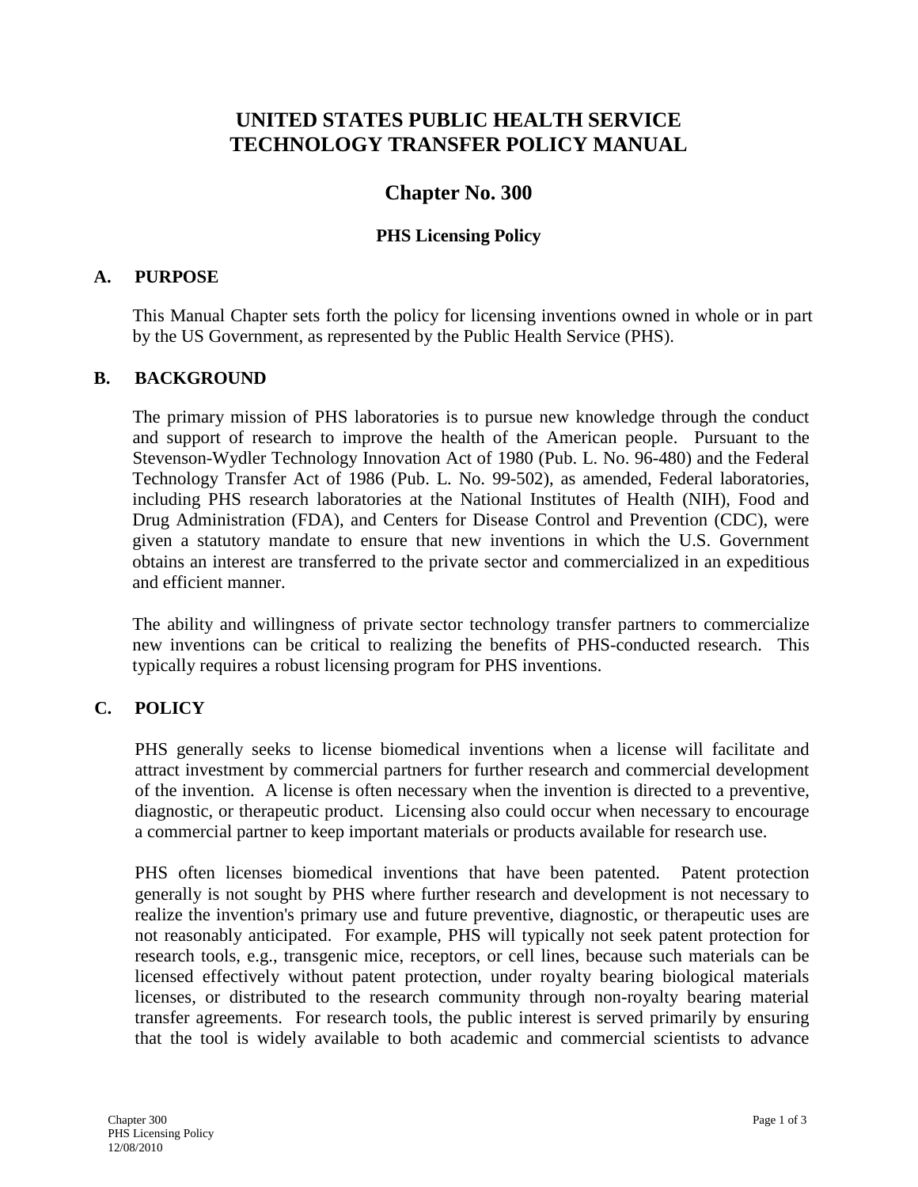# UNITED STATES PUBLIC HEALTH SERVICE TECHNOLOGY TRANSFER POLICY MANUAL

## Chapter No. 300

### PHS Licensing Policy

## A. PURPOSE

This Manual Chapter sets forth the policy for licensing inventions owned in whole or in part by the US Government, as represented by the Public Health Service (PHS).

## B. BACKGROUND

The primary mission of PHS laboratories is to pursue new knowledge through the conduct and support of research to improve the health of the American people. Pursuant to the Stevenson-Wydler Technology Innovation Act of 1980 (Pub. L. No. 96-480) and the Federal Technology Transfer Act of 1986 (Pub. L. No. 99-502), as amended, Federal laboratories, including PHS research laboratories at the National Institutes of Health (NIH), Food and Drug Administration (FDA), and Centers for Disease Control and Prevention (CDC), were given a statutory mandate to ensure that new inventions in which the U.S. Government obtains an interest are transferred to the private sector and commercialized in an expeditious and efficient manner.

The ability and willingness of private sector technology transfer partners to commercialize new inventions can be critical to realizing the benefits of PHS-conducted research. This typically requires a robust licensing program for PHS inventions.

## C. POLICY

PHS generally seeks to license biomedical inventions when a license will facilitate and attract investment by commercial partners for further research and commercial development of the invention. A license is often necessary when the invention is directed to a preventive, diagnostic, or therapeutic product. Licensing also could occur when necessary to encourage a commercial partner to keep important materials or products available for research use.

PHS often licenses biomedical inventions that have been patented. Patent protection generally is not sought by PHS where further research and development is not necessary to realize the invention's primary use and future preventive, diagnostic, or therapeutic uses are not reasonably anticipated. For example, PHS will typically not seek patent protection for research tools, e.g., transgenic mice, receptors, or cell lines, because such materials can be licensed effectively without patent protection, under royalty bearing biological materials licenses, or distributed to the research community through non-royalty bearing material transfer agreements. For research tools, the public interest is served primarily by ensuring that the tool is widely available to both academic and commercial scientists to advance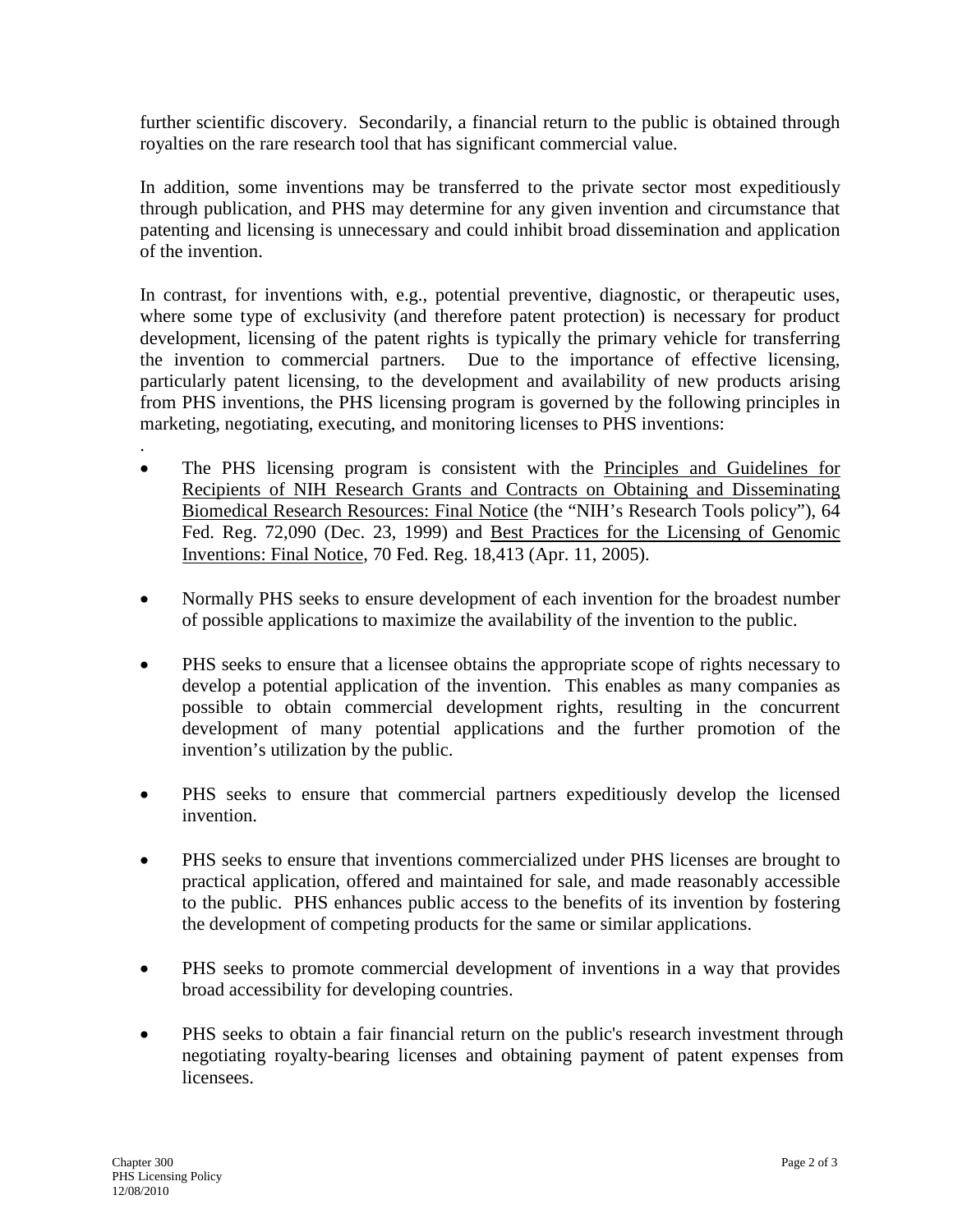further scientific discovery. Secondarily, a financial return to the public is obtained through royalties on the rare research tool that has significant commercial value.

In addition, some inventions may be transferred to the private sector most expeditiously through publication, and PHS may determine for any given invention and circumstance that patenting and licensing is unnecessary and could inhibit broad dissemination and application of the invention.

In contrast, for inventions with, e.g., potential preventive, diagnostic, or therapeutic uses, where some type of exclusivity (and therefore patent protection) is necessary for product development, licensing of the patent rights is typically the primary vehicle for transferring the invention to commercial partners. Due to the importance of effective licensing, particularly patent licensing, to the development and availability of new products arising from PHS inventions, the PHS licensing program is governed by the following principles in marketing, negotiating, executing, and monitoring licenses to PHS inventions:

.

- The PHS licensing program is consistent with the Principles and Guidelines for Recipients of NIH Research Grants and Contracts on Obtaining and Disseminating Biomedical Research Resources: Final Notice (the "NIH's Research Tools policy"), 64 Fed. Reg. 72,090 (Dec. 23, 1999) and Best Practices for the Licensing of Genomic Inventions: Final Notice, 70 Fed. Reg. 18,413 (Apr. 11, 2005).

- Normally PHS seeks to ensure development of each invention for the broadest number of possible applications to maximize the availability of the invention to the public.

- PHS seeks to ensure that a licensee obtains the appropriate scope of rights necessary to develop a potential application of the invention. This enables as many companies as possible to obtain commercial development rights, resulting in the concurrent development of many potential applications and the further promotion of the invention's utilization by the public.

- PHS seeks to ensure that commercial partners expeditiously develop the licensed invention.

- PHS seeks to ensure that inventions commercialized under PHS licenses are brought to practical application, offered and maintained for sale, and made reasonably accessible to the public. PHS enhances public access to the benefits of its invention by fostering the development of competing products for the same or similar applications.

- PHS seeks to promote commercial development of inventions in a way that provides broad accessibility for developing countries.

- PHS seeks to obtain a fair financial return on the public's research investment through negotiating royalty-bearing licenses and obtaining payment of patent expenses from licensees.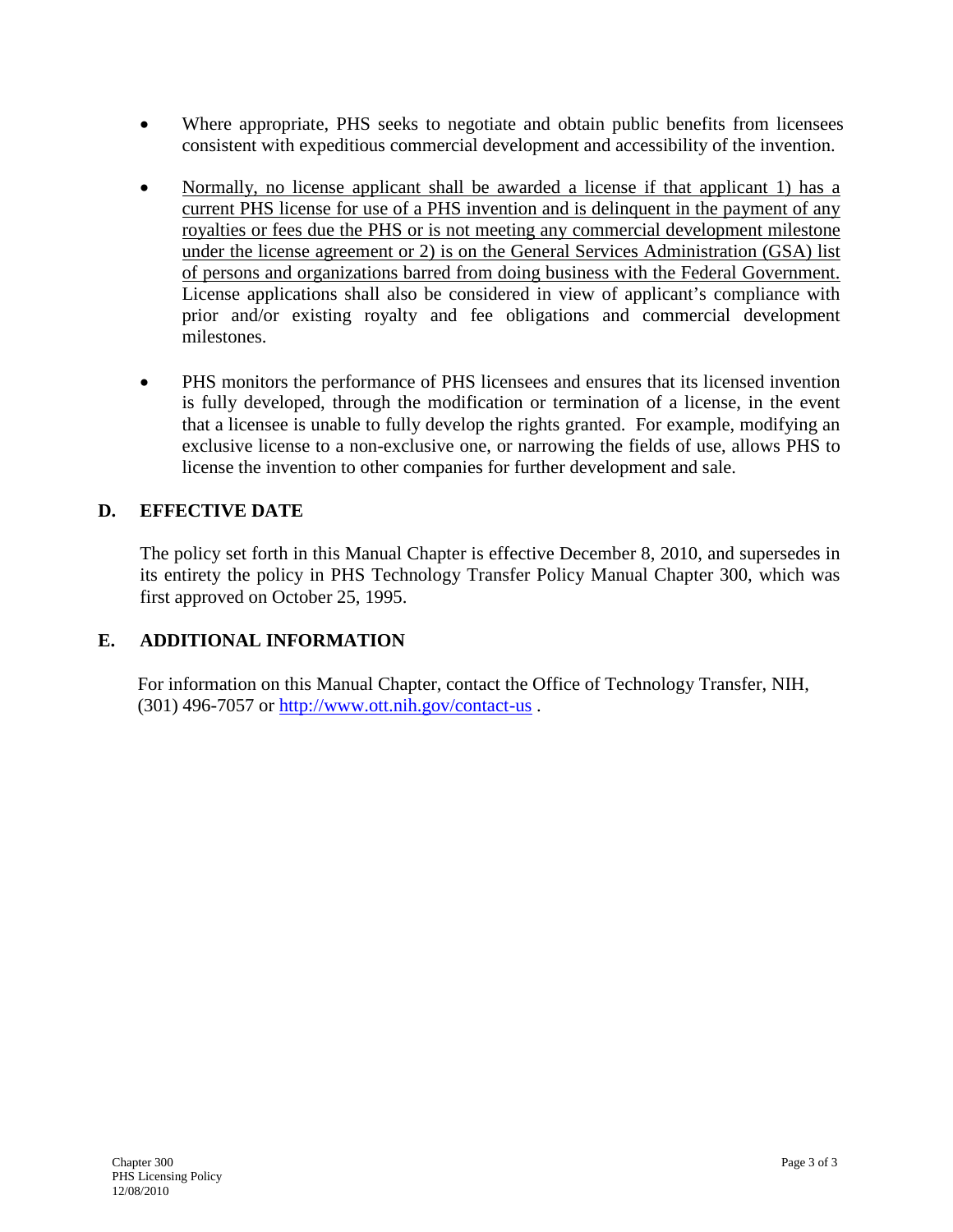- Where appropriate, PHS seeks to negotiate and obtain public benefits from licensees consistent with expeditious commercial development and accessibility of the invention.

- <u>Normally, no license applicant shall be awarded a license if that applicant 1) has a current PHS license for use of a PHS invention and is delinquent in the payment of any royalties or fees due the PHS or is not meeting any commercial development milestone under the license agreement or 2) is on the General Services Administration (GSA) list of persons and organizations barred from doing business with the Federal Government.</u> License applications shall also be considered in view of applicant's compliance with prior and/or existing royalty and fee obligations and commercial development milestones.

- PHS monitors the performance of PHS licensees and ensures that its licensed invention is fully developed, through the modification or termination of a license, in the event that a licensee is unable to fully develop the rights granted. For example, modifying an exclusive license to a non-exclusive one, or narrowing the fields of use, allows PHS to license the invention to other companies for further development and sale.

## D. EFFECTIVE DATE

The policy set forth in this Manual Chapter is effective December 8, 2010, and supersedes in its entirety the policy in PHS Technology Transfer Policy Manual Chapter 300, which was first approved on October 25, 1995.

## E. ADDITIONAL INFORMATION

For information on this Manual Chapter, contact the Office of Technology Transfer, NIH, (301) 496-7057 or [http://www.ott.nih.gov/contact-us](http://www.ott.nih.gov/contact-us) .